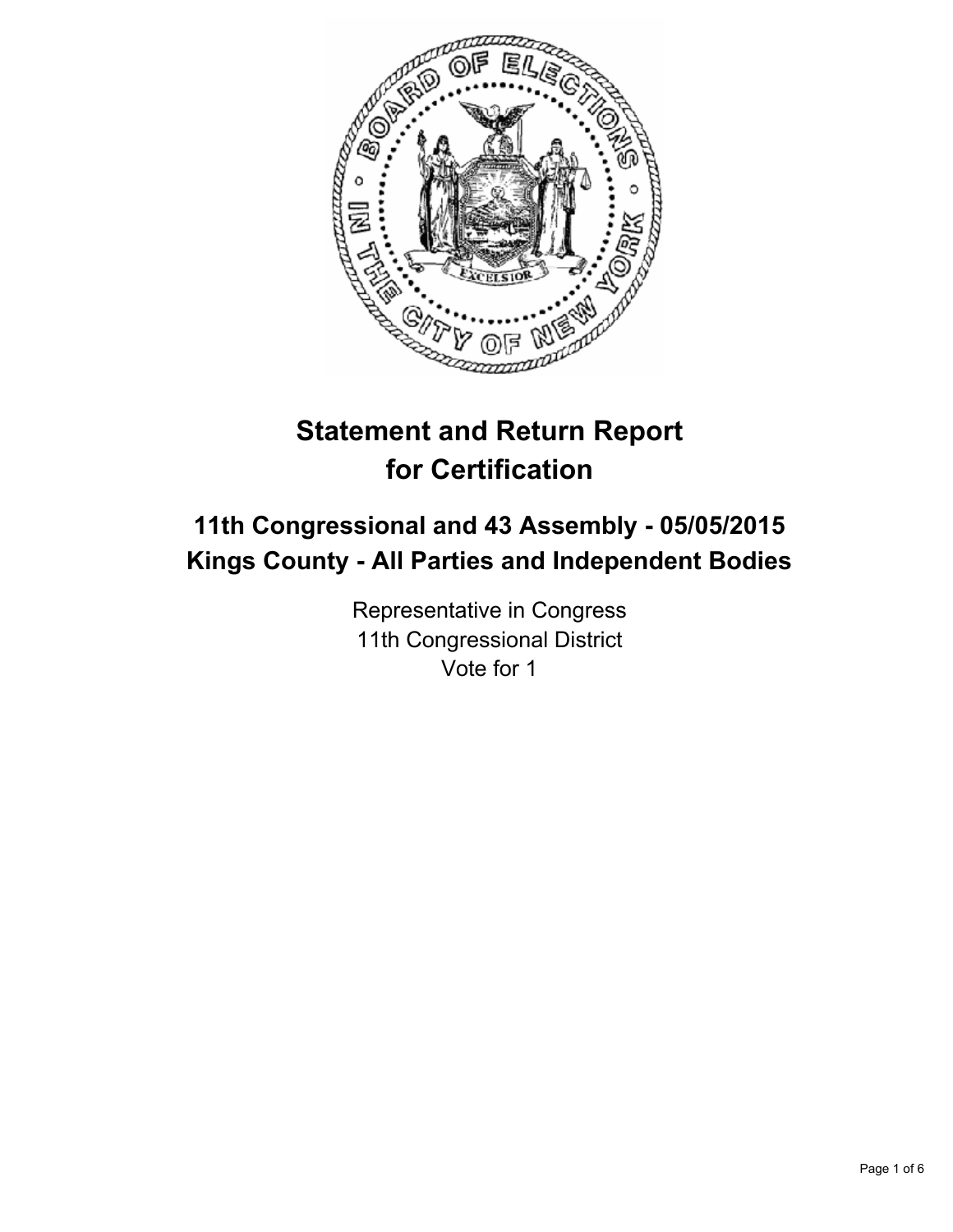# Statement and Return Report for Certification

## 11th Congressional and 43 Assembly - 05/05/2015
## Kings County - All Parties and Independent Bodies

Representative in Congress
11th Congressional District
Vote for 1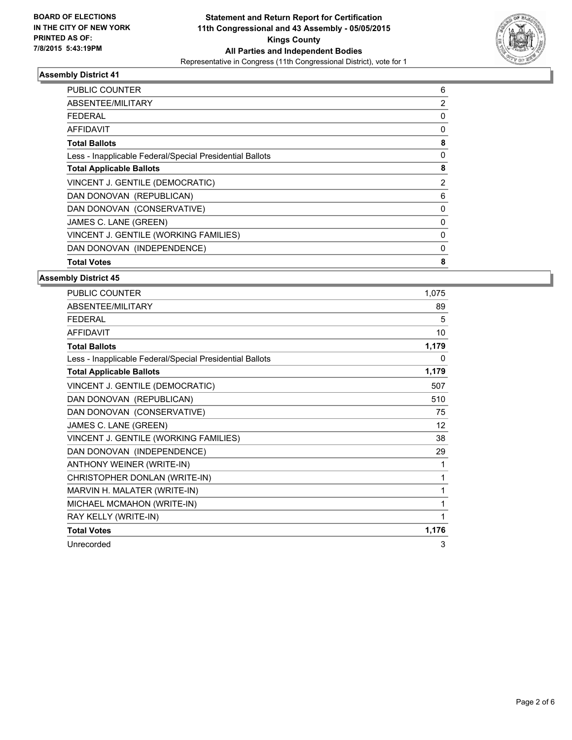**BOARD OF ELECTIONS IN THE CITY OF NEW YORK PRINTED AS OF: 7/8/2015 5:43:19PM**

**Statement and Return Report for Certification 11th Congressional and 43 Assembly - 05/05/2015 Kings County All Parties and Independent Bodies**
Representative in Congress (11th Congressional District), vote for 1

## Assembly District 41

| | |
|---|---|
| PUBLIC COUNTER | 6 |
| ABSENTEE/MILITARY | 2 |
| FEDERAL | 0 |
| AFFIDAVIT | 0 |
| **Total Ballots** | **8** |
| Less - Inapplicable Federal/Special Presidential Ballots | 0 |
| **Total Applicable Ballots** | **8** |
| VINCENT J. GENTILE (DEMOCRATIC) | 2 |
| DAN DONOVAN (REPUBLICAN) | 6 |
| DAN DONOVAN (CONSERVATIVE) | 0 |
| JAMES C. LANE (GREEN) | 0 |
| VINCENT J. GENTILE (WORKING FAMILIES) | 0 |
| DAN DONOVAN (INDEPENDENCE) | 0 |
| **Total Votes** | **8** |

## Assembly District 45

| | |
|---|---|
| PUBLIC COUNTER | 1,075 |
| ABSENTEE/MILITARY | 89 |
| FEDERAL | 5 |
| AFFIDAVIT | 10 |
| **Total Ballots** | **1,179** |
| Less - Inapplicable Federal/Special Presidential Ballots | 0 |
| **Total Applicable Ballots** | **1,179** |
| VINCENT J. GENTILE (DEMOCRATIC) | 507 |
| DAN DONOVAN (REPUBLICAN) | 510 |
| DAN DONOVAN (CONSERVATIVE) | 75 |
| JAMES C. LANE (GREEN) | 12 |
| VINCENT J. GENTILE (WORKING FAMILIES) | 38 |
| DAN DONOVAN (INDEPENDENCE) | 29 |
| ANTHONY WEINER (WRITE-IN) | 1 |
| CHRISTOPHER DONLAN (WRITE-IN) | 1 |
| MARVIN H. MALATER (WRITE-IN) | 1 |
| MICHAEL MCMAHON (WRITE-IN) | 1 |
| RAY KELLY (WRITE-IN) | 1 |
| **Total Votes** | **1,176** |
| Unrecorded | 3 |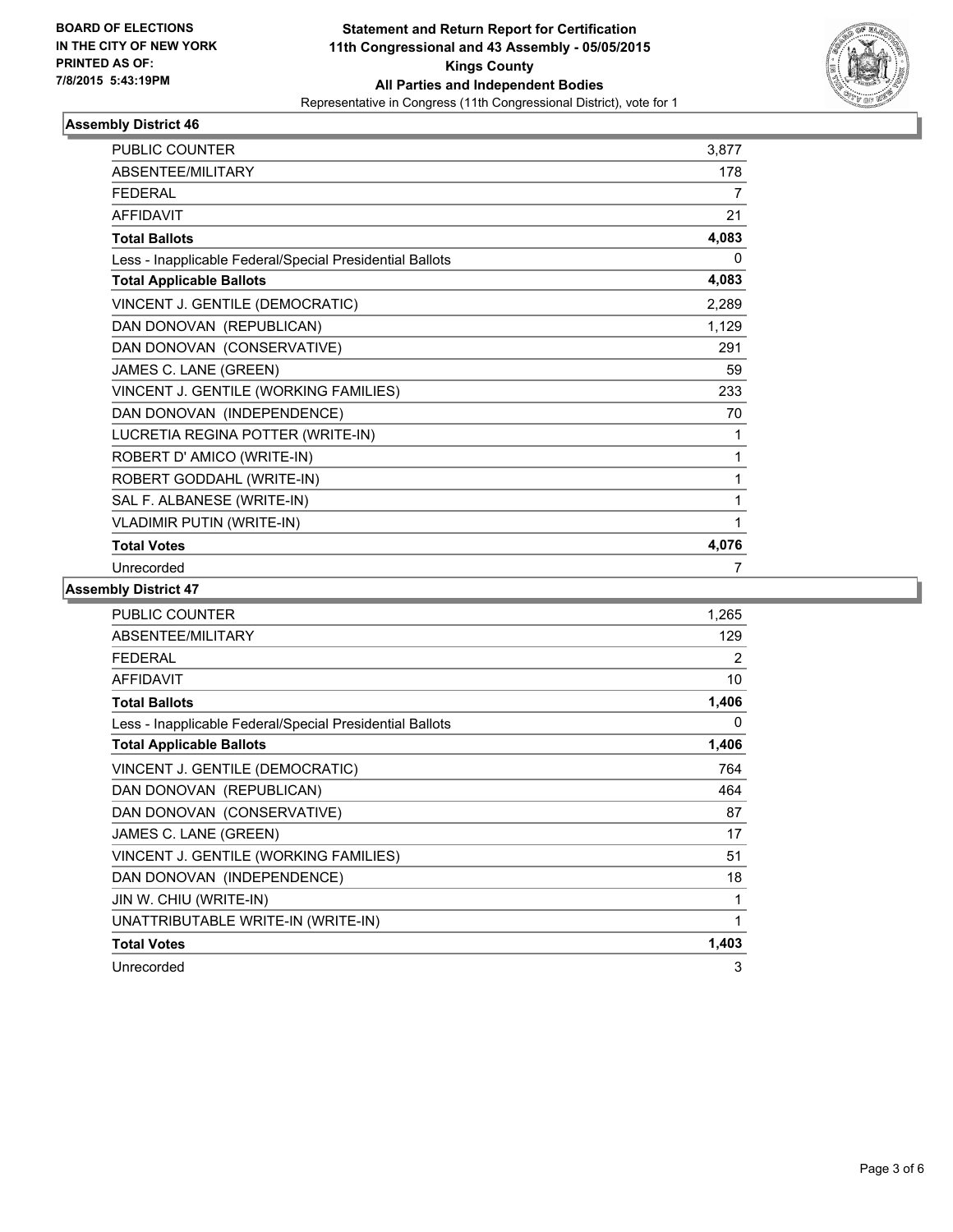**BOARD OF ELECTIONS IN THE CITY OF NEW YORK PRINTED AS OF: 7/8/2015 5:43:19PM**

**Statement and Return Report for Certification**
**11th Congressional and 43 Assembly - 05/05/2015**
**Kings County**
**All Parties and Independent Bodies**
Representative in Congress (11th Congressional District), vote for 1

### Assembly District 46

| | |
|---|---|
| PUBLIC COUNTER | 3,877 |
| ABSENTEE/MILITARY | 178 |
| FEDERAL | 7 |
| AFFIDAVIT | 21 |
| **Total Ballots** | **4,083** |
| Less - Inapplicable Federal/Special Presidential Ballots | 0 |
| **Total Applicable Ballots** | **4,083** |
| VINCENT J. GENTILE (DEMOCRATIC) | 2,289 |
| DAN DONOVAN (REPUBLICAN) | 1,129 |
| DAN DONOVAN (CONSERVATIVE) | 291 |
| JAMES C. LANE (GREEN) | 59 |
| VINCENT J. GENTILE (WORKING FAMILIES) | 233 |
| DAN DONOVAN (INDEPENDENCE) | 70 |
| LUCRETIA REGINA POTTER (WRITE-IN) | 1 |
| ROBERT D' AMICO (WRITE-IN) | 1 |
| ROBERT GODDAHL (WRITE-IN) | 1 |
| SAL F. ALBANESE (WRITE-IN) | 1 |
| VLADIMIR PUTIN (WRITE-IN) | 1 |
| **Total Votes** | **4,076** |
| Unrecorded | 7 |

### Assembly District 47

| | |
|---|---|
| PUBLIC COUNTER | 1,265 |
| ABSENTEE/MILITARY | 129 |
| FEDERAL | 2 |
| AFFIDAVIT | 10 |
| **Total Ballots** | **1,406** |
| Less - Inapplicable Federal/Special Presidential Ballots | 0 |
| **Total Applicable Ballots** | **1,406** |
| VINCENT J. GENTILE (DEMOCRATIC) | 764 |
| DAN DONOVAN (REPUBLICAN) | 464 |
| DAN DONOVAN (CONSERVATIVE) | 87 |
| JAMES C. LANE (GREEN) | 17 |
| VINCENT J. GENTILE (WORKING FAMILIES) | 51 |
| DAN DONOVAN (INDEPENDENCE) | 18 |
| JIN W. CHIU (WRITE-IN) | 1 |
| UNATTRIBUTABLE WRITE-IN (WRITE-IN) | 1 |
| **Total Votes** | **1,403** |
| Unrecorded | 3 |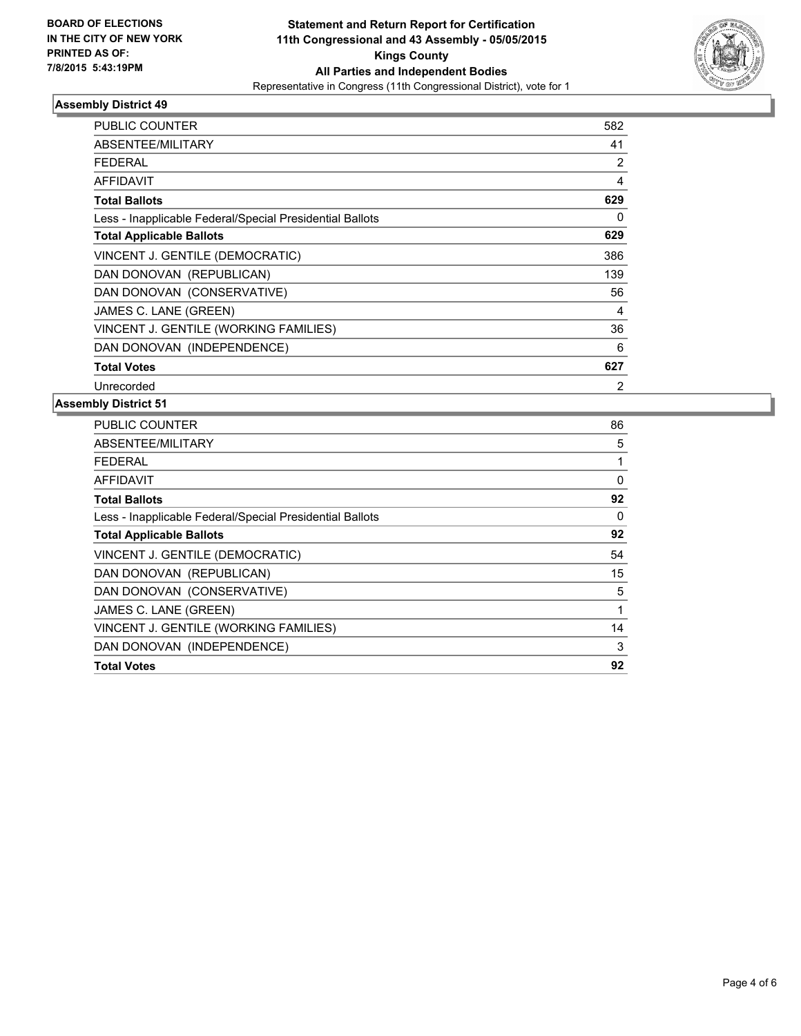**BOARD OF ELECTIONS IN THE CITY OF NEW YORK PRINTED AS OF: 7/8/2015 5:43:19PM**

**Statement and Return Report for Certification**
**11th Congressional and 43 Assembly - 05/05/2015**
**Kings County**
**All Parties and Independent Bodies**
Representative in Congress (11th Congressional District), vote for 1

### Assembly District 49

| | |
|---|---|
| PUBLIC COUNTER | 582 |
| ABSENTEE/MILITARY | 41 |
| FEDERAL | 2 |
| AFFIDAVIT | 4 |
| **Total Ballots** | **629** |
| Less - Inapplicable Federal/Special Presidential Ballots | 0 |
| **Total Applicable Ballots** | **629** |
| VINCENT J. GENTILE (DEMOCRATIC) | 386 |
| DAN DONOVAN (REPUBLICAN) | 139 |
| DAN DONOVAN (CONSERVATIVE) | 56 |
| JAMES C. LANE (GREEN) | 4 |
| VINCENT J. GENTILE (WORKING FAMILIES) | 36 |
| DAN DONOVAN (INDEPENDENCE) | 6 |
| **Total Votes** | **627** |
| Unrecorded | 2 |

### Assembly District 51

| | |
|---|---|
| PUBLIC COUNTER | 86 |
| ABSENTEE/MILITARY | 5 |
| FEDERAL | 1 |
| AFFIDAVIT | 0 |
| **Total Ballots** | **92** |
| Less - Inapplicable Federal/Special Presidential Ballots | 0 |
| **Total Applicable Ballots** | **92** |
| VINCENT J. GENTILE (DEMOCRATIC) | 54 |
| DAN DONOVAN (REPUBLICAN) | 15 |
| DAN DONOVAN (CONSERVATIVE) | 5 |
| JAMES C. LANE (GREEN) | 1 |
| VINCENT J. GENTILE (WORKING FAMILIES) | 14 |
| DAN DONOVAN (INDEPENDENCE) | 3 |
| **Total Votes** | **92** |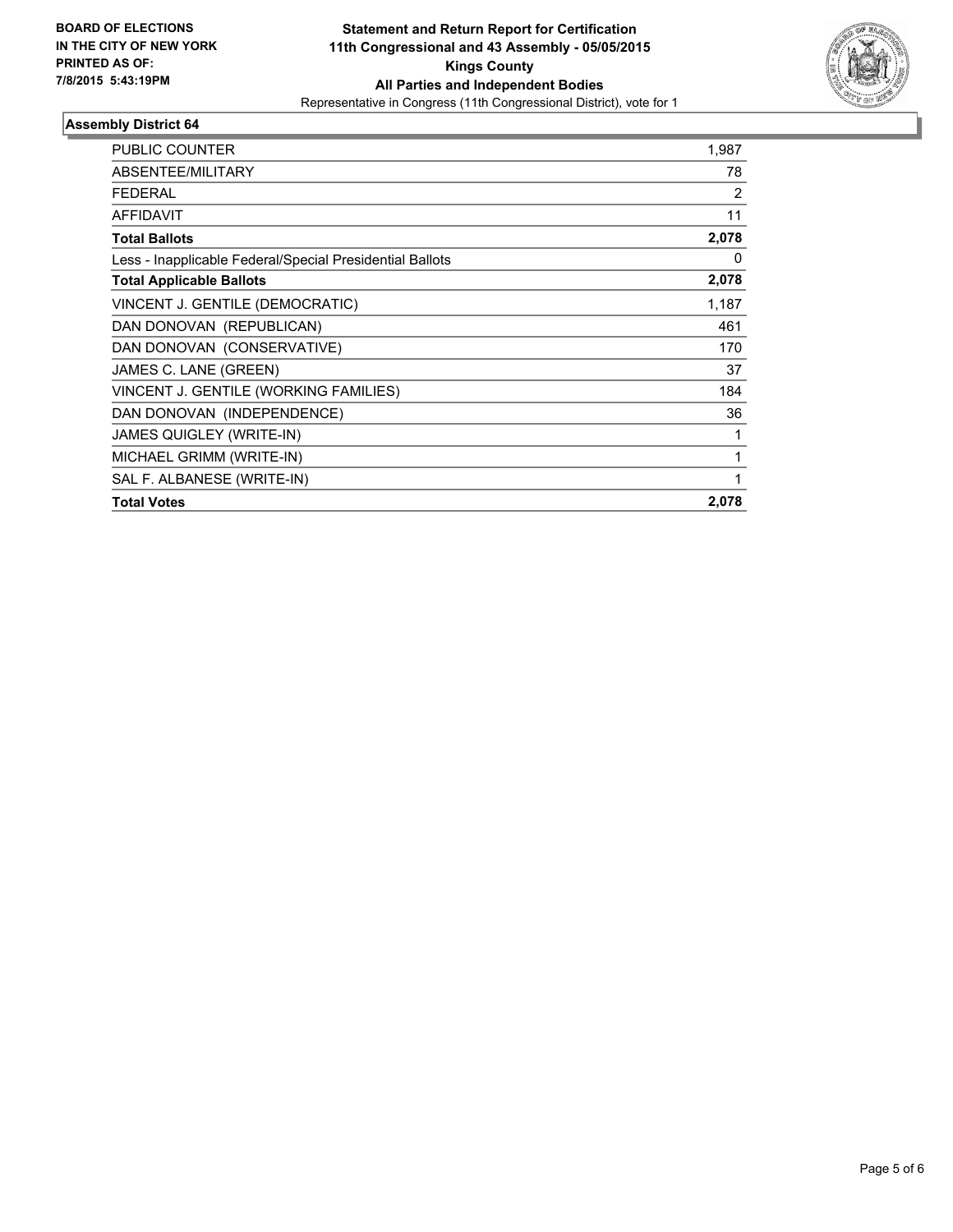**BOARD OF ELECTIONS IN THE CITY OF NEW YORK PRINTED AS OF: 7/8/2015 5:43:19PM**

**Statement and Return Report for Certification**
**11th Congressional and 43 Assembly - 05/05/2015**
**Kings County**
**All Parties and Independent Bodies**
Representative in Congress (11th Congressional District), vote for 1

## Assembly District 64

| | |
|---|---|
| PUBLIC COUNTER | 1,987 |
| ABSENTEE/MILITARY | 78 |
| FEDERAL | 2 |
| AFFIDAVIT | 11 |
| **Total Ballots** | **2,078** |
| Less - Inapplicable Federal/Special Presidential Ballots | 0 |
| **Total Applicable Ballots** | **2,078** |
| VINCENT J. GENTILE (DEMOCRATIC) | 1,187 |
| DAN DONOVAN (REPUBLICAN) | 461 |
| DAN DONOVAN (CONSERVATIVE) | 170 |
| JAMES C. LANE (GREEN) | 37 |
| VINCENT J. GENTILE (WORKING FAMILIES) | 184 |
| DAN DONOVAN (INDEPENDENCE) | 36 |
| JAMES QUIGLEY (WRITE-IN) | 1 |
| MICHAEL GRIMM (WRITE-IN) | 1 |
| SAL F. ALBANESE (WRITE-IN) | 1 |
| **Total Votes** | **2,078** |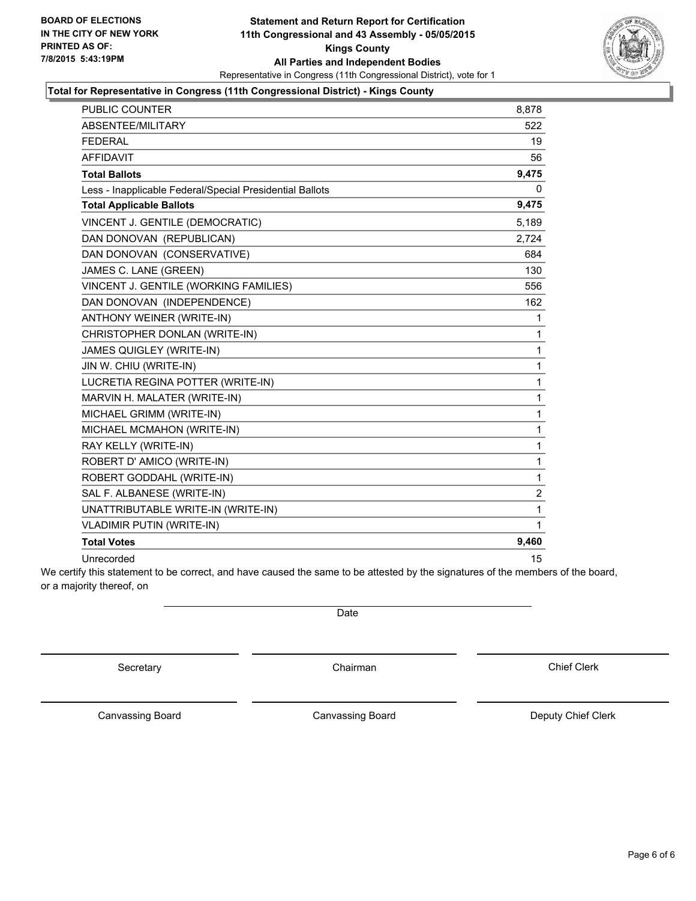**BOARD OF ELECTIONS IN THE CITY OF NEW YORK PRINTED AS OF: 7/8/2015 5:43:19PM**

**Statement and Return Report for Certification**
**11th Congressional and 43 Assembly - 05/05/2015**
**Kings County**
**All Parties and Independent Bodies**
Representative in Congress (11th Congressional District), vote for 1

**Total for Representative in Congress (11th Congressional District) - Kings County**

| | |
|---|---|
| PUBLIC COUNTER | 8,878 |
| ABSENTEE/MILITARY | 522 |
| FEDERAL | 19 |
| AFFIDAVIT | 56 |
| **Total Ballots** | **9,475** |
| Less - Inapplicable Federal/Special Presidential Ballots | 0 |
| **Total Applicable Ballots** | **9,475** |
| VINCENT J. GENTILE (DEMOCRATIC) | 5,189 |
| DAN DONOVAN (REPUBLICAN) | 2,724 |
| DAN DONOVAN (CONSERVATIVE) | 684 |
| JAMES C. LANE (GREEN) | 130 |
| VINCENT J. GENTILE (WORKING FAMILIES) | 556 |
| DAN DONOVAN (INDEPENDENCE) | 162 |
| ANTHONY WEINER (WRITE-IN) | 1 |
| CHRISTOPHER DONLAN (WRITE-IN) | 1 |
| JAMES QUIGLEY (WRITE-IN) | 1 |
| JIN W. CHIU (WRITE-IN) | 1 |
| LUCRETIA REGINA POTTER (WRITE-IN) | 1 |
| MARVIN H. MALATER (WRITE-IN) | 1 |
| MICHAEL GRIMM (WRITE-IN) | 1 |
| MICHAEL MCMAHON (WRITE-IN) | 1 |
| RAY KELLY (WRITE-IN) | 1 |
| ROBERT D' AMICO (WRITE-IN) | 1 |
| ROBERT GODDAHL (WRITE-IN) | 1 |
| SAL F. ALBANESE (WRITE-IN) | 2 |
| UNATTRIBUTABLE WRITE-IN (WRITE-IN) | 1 |
| VLADIMIR PUTIN (WRITE-IN) | 1 |
| **Total Votes** | **9,460** |
| Unrecorded | 15 |

We certify this statement to be correct, and have caused the same to be attested by the signatures of the members of the board, or a majority thereof, on

Date

| | | |
|---|---|---|
| Secretary | Chairman | Chief Clerk |
| Canvassing Board | Canvassing Board | Deputy Chief Clerk |